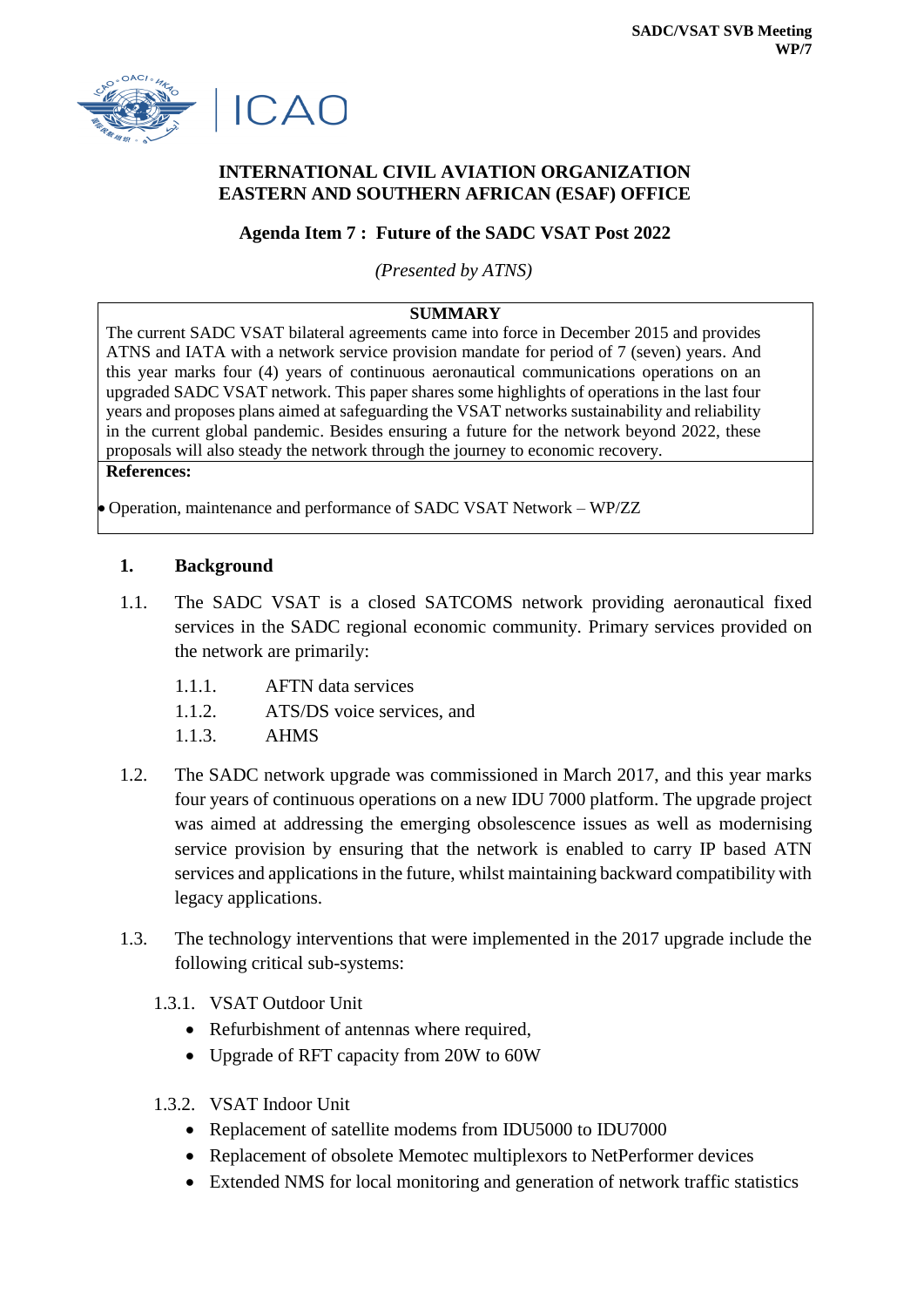SADC/VSAT SVB Meeting
WP/7

ICAO

**INTERNATIONAL CIVIL AVIATION ORGANIZATION**
**EASTERN AND SOUTHERN AFRICAN (ESAF) OFFICE**

**Agenda Item 7 : Future of the SADC VSAT Post 2022**

*(Presented by ATNS)*

**SUMMARY**

The current SADC VSAT bilateral agreements came into force in December 2015 and provides ATNS and IATA with a network service provision mandate for period of 7 (seven) years. And this year marks four (4) years of continuous aeronautical communications operations on an upgraded SADC VSAT network. This paper shares some highlights of operations in the last four years and proposes plans aimed at safeguarding the VSAT networks sustainability and reliability in the current global pandemic. Besides ensuring a future for the network beyond 2022, these proposals will also steady the network through the journey to economic recovery.

**References:**

- Operation, maintenance and performance of SADC VSAT Network – WP/ZZ

## 1. Background

1.1. The SADC VSAT is a closed SATCOMS network providing aeronautical fixed services in the SADC regional economic community. Primary services provided on the network are primarily:

1.1.1. AFTN data services
1.1.2. ATS/DS voice services, and
1.1.3. AHMS

1.2. The SADC network upgrade was commissioned in March 2017, and this year marks four years of continuous operations on a new IDU 7000 platform. The upgrade project was aimed at addressing the emerging obsolescence issues as well as modernising service provision by ensuring that the network is enabled to carry IP based ATN services and applications in the future, whilst maintaining backward compatibility with legacy applications.

1.3. The technology interventions that were implemented in the 2017 upgrade include the following critical sub-systems:

1.3.1. VSAT Outdoor Unit
- Refurbishment of antennas where required,
- Upgrade of RFT capacity from 20W to 60W

1.3.2. VSAT Indoor Unit
- Replacement of satellite modems from IDU5000 to IDU7000
- Replacement of obsolete Memotec multiplexors to NetPerformer devices
- Extended NMS for local monitoring and generation of network traffic statistics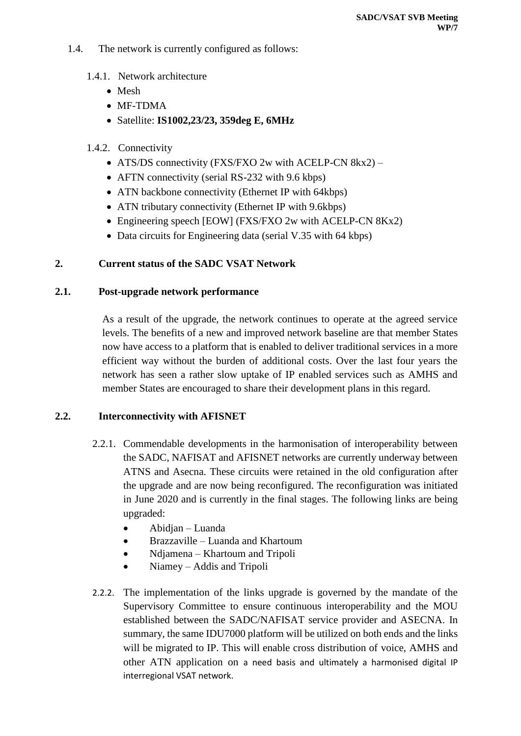1.4. The network is currently configured as follows:

1.4.1. Network architecture

- Mesh
- MF-TDMA
- Satellite: **IS1002,23/23, 359deg E, 6MHz**

1.4.2. Connectivity

- ATS/DS connectivity (FXS/FXO 2w with ACELP-CN 8kx2) –
- AFTN connectivity (serial RS-232 with 9.6 kbps)
- ATN backbone connectivity (Ethernet IP with 64kbps)
- ATN tributary connectivity (Ethernet IP with 9.6kbps)
- Engineering speech [EOW] (FXS/FXO 2w with ACELP-CN 8Kx2)
- Data circuits for Engineering data (serial V.35 with 64 kbps)

## 2. Current status of the SADC VSAT Network

### 2.1. Post-upgrade network performance

As a result of the upgrade, the network continues to operate at the agreed service levels. The benefits of a new and improved network baseline are that member States now have access to a platform that is enabled to deliver traditional services in a more efficient way without the burden of additional costs. Over the last four years the network has seen a rather slow uptake of IP enabled services such as AMHS and member States are encouraged to share their development plans in this regard.

### 2.2. Interconnectivity with AFISNET

2.2.1. Commendable developments in the harmonisation of interoperability between the SADC, NAFISAT and AFISNET networks are currently underway between ATNS and Asecna. These circuits were retained in the old configuration after the upgrade and are now being reconfigured. The reconfiguration was initiated in June 2020 and is currently in the final stages. The following links are being upgraded:

- Abidjan – Luanda
- Brazzaville – Luanda and Khartoum
- Ndjamena – Khartoum and Tripoli
- Niamey – Addis and Tripoli

2.2.2. The implementation of the links upgrade is governed by the mandate of the Supervisory Committee to ensure continuous interoperability and the MOU established between the SADC/NAFISAT service provider and ASECNA. In summary, the same IDU7000 platform will be utilized on both ends and the links will be migrated to IP. This will enable cross distribution of voice, AMHS and other ATN application on a need basis and ultimately a harmonised digital IP interregional VSAT network.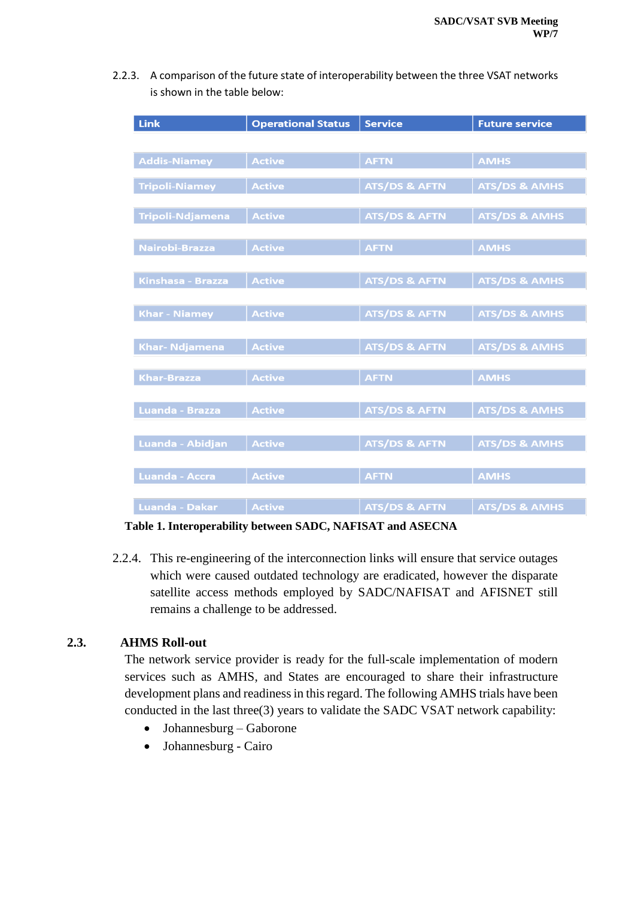2.2.3. A comparison of the future state of interoperability between the three VSAT networks is shown in the table below:

| Link | Operational Status | Service | Future service |
|---|---|---|---|
| Addis-Niamey | Active | AFTN | AMHS |
| Tripoli-Niamey | Active | ATS/DS & AFTN | ATS/DS & AMHS |
| Tripoli-Ndjamena | Active | ATS/DS & AFTN | ATS/DS & AMHS |
| Nairobi-Brazza | Active | AFTN | AMHS |
| Kinshasa - Brazza | Active | ATS/DS & AFTN | ATS/DS & AMHS |
| Khar - Niamey | Active | ATS/DS & AFTN | ATS/DS & AMHS |
| Khar- Ndjamena | Active | ATS/DS & AFTN | ATS/DS & AMHS |
| Khar-Brazza | Active | AFTN | AMHS |
| Luanda - Brazza | Active | ATS/DS & AFTN | ATS/DS & AMHS |
| Luanda - Abidjan | Active | ATS/DS & AFTN | ATS/DS & AMHS |
| Luanda - Accra | Active | AFTN | AMHS |
| Luanda - Dakar | Active | ATS/DS & AFTN | ATS/DS & AMHS |

**Table 1. Interoperability between SADC, NAFISAT and ASECNA**

2.2.4. This re-engineering of the interconnection links will ensure that service outages which were caused outdated technology are eradicated, however the disparate satellite access methods employed by SADC/NAFISAT and AFISNET still remains a challenge to be addressed.

## 2.3. AHMS Roll-out

The network service provider is ready for the full-scale implementation of modern services such as AMHS, and States are encouraged to share their infrastructure development plans and readiness in this regard. The following AMHS trials have been conducted in the last three(3) years to validate the SADC VSAT network capability:

- Johannesburg – Gaborone
- Johannesburg - Cairo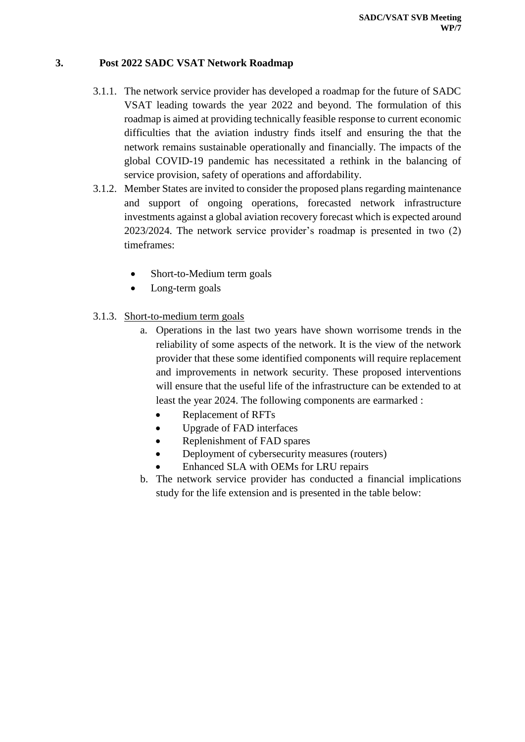## 3. Post 2022 SADC VSAT Network Roadmap

3.1.1. The network service provider has developed a roadmap for the future of SADC VSAT leading towards the year 2022 and beyond. The formulation of this roadmap is aimed at providing technically feasible response to current economic difficulties that the aviation industry finds itself and ensuring the that the network remains sustainable operationally and financially. The impacts of the global COVID-19 pandemic has necessitated a rethink in the balancing of service provision, safety of operations and affordability.

3.1.2. Member States are invited to consider the proposed plans regarding maintenance and support of ongoing operations, forecasted network infrastructure investments against a global aviation recovery forecast which is expected around 2023/2024. The network service provider's roadmap is presented in two (2) timeframes:

- Short-to-Medium term goals
- Long-term goals

3.1.3. Short-to-medium term goals

a. Operations in the last two years have shown worrisome trends in the reliability of some aspects of the network. It is the view of the network provider that these some identified components will require replacement and improvements in network security. These proposed interventions will ensure that the useful life of the infrastructure can be extended to at least the year 2024. The following components are earmarked :

   - Replacement of RFTs
   - Upgrade of FAD interfaces
   - Replenishment of FAD spares
   - Deployment of cybersecurity measures (routers)
   - Enhanced SLA with OEMs for LRU repairs

b. The network service provider has conducted a financial implications study for the life extension and is presented in the table below: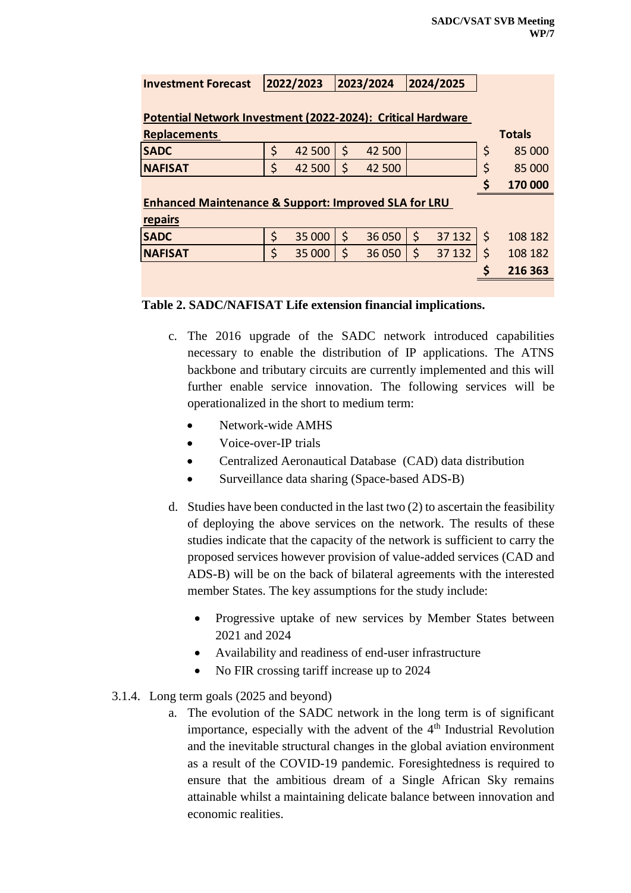| Investment Forecast | 2022/2023 | 2023/2024 | 2024/2025 | |
|---|---|---|---|---|
| **Potential Network Investment (2022-2024): Critical Hardware Replacements** | | | | **Totals** |
| **SADC** | $ 42 500 | $ 42 500 | | $ 85 000 |
| **NAFISAT** | $ 42 500 | $ 42 500 | | $ 85 000 |
| | | | | **$ 170 000** |
| **Enhanced Maintenance & Support: Improved SLA for LRU repairs** | | | | |
| **SADC** | $ 35 000 | $ 36 050 | $ 37 132 | $ 108 182 |
| **NAFISAT** | $ 35 000 | $ 36 050 | $ 37 132 | $ 108 182 |
| | | | | **$ 216 363** |

**Table 2. SADC/NAFISAT Life extension financial implications.**

c. The 2016 upgrade of the SADC network introduced capabilities necessary to enable the distribution of IP applications. The ATNS backbone and tributary circuits are currently implemented and this will further enable service innovation. The following services will be operationalized in the short to medium term:

- Network-wide AMHS
- Voice-over-IP trials
- Centralized Aeronautical Database (CAD) data distribution
- Surveillance data sharing (Space-based ADS-B)

d. Studies have been conducted in the last two (2) to ascertain the feasibility of deploying the above services on the network. The results of these studies indicate that the capacity of the network is sufficient to carry the proposed services however provision of value-added services (CAD and ADS-B) will be on the back of bilateral agreements with the interested member States. The key assumptions for the study include:

- Progressive uptake of new services by Member States between 2021 and 2024
- Availability and readiness of end-user infrastructure
- No FIR crossing tariff increase up to 2024

3.1.4. Long term goals (2025 and beyond)

a. The evolution of the SADC network in the long term is of significant importance, especially with the advent of the 4th Industrial Revolution and the inevitable structural changes in the global aviation environment as a result of the COVID-19 pandemic. Foresightedness is required to ensure that the ambitious dream of a Single African Sky remains attainable whilst a maintaining delicate balance between innovation and economic realities.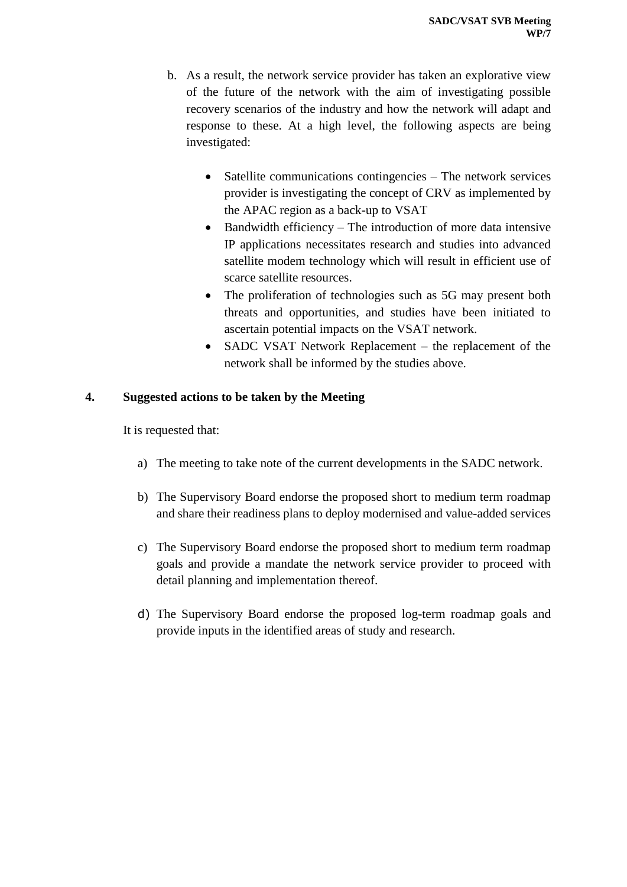b. As a result, the network service provider has taken an explorative view of the future of the network with the aim of investigating possible recovery scenarios of the industry and how the network will adapt and response to these. At a high level, the following aspects are being investigated:

   - Satellite communications contingencies – The network services provider is investigating the concept of CRV as implemented by the APAC region as a back-up to VSAT
   - Bandwidth efficiency – The introduction of more data intensive IP applications necessitates research and studies into advanced satellite modem technology which will result in efficient use of scarce satellite resources.
   - The proliferation of technologies such as 5G may present both threats and opportunities, and studies have been initiated to ascertain potential impacts on the VSAT network.
   - SADC VSAT Network Replacement – the replacement of the network shall be informed by the studies above.

## 4. Suggested actions to be taken by the Meeting

It is requested that:

a) The meeting to take note of the current developments in the SADC network.

b) The Supervisory Board endorse the proposed short to medium term roadmap and share their readiness plans to deploy modernised and value-added services

c) The Supervisory Board endorse the proposed short to medium term roadmap goals and provide a mandate the network service provider to proceed with detail planning and implementation thereof.

d) The Supervisory Board endorse the proposed log-term roadmap goals and provide inputs in the identified areas of study and research.